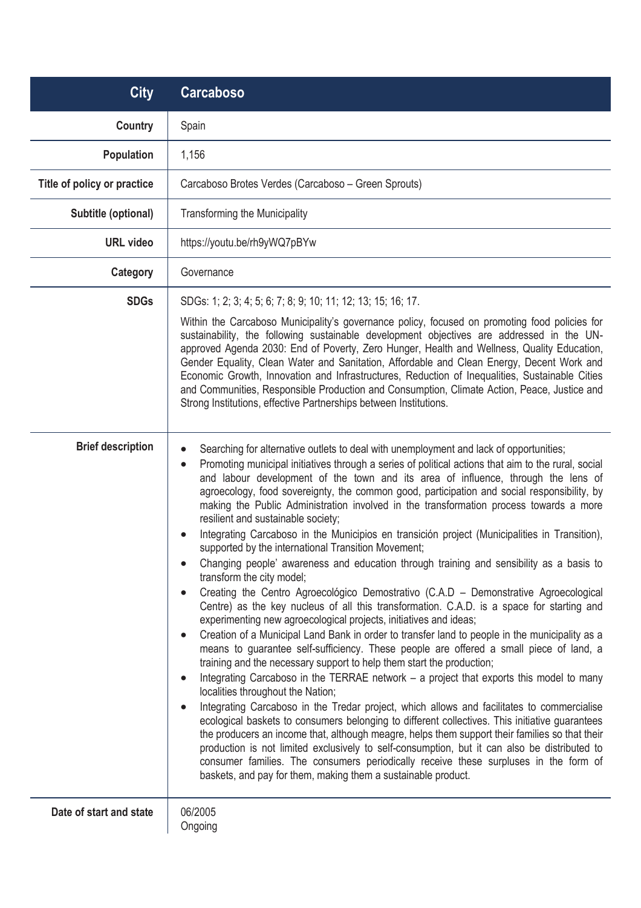| City | Carcaboso |
|---|---|
| Country | Spain |
| Population | 1,156 |
| Title of policy or practice | Carcaboso Brotes Verdes (Carcaboso – Green Sprouts) |
| Subtitle (optional) | Transforming the Municipality |
| URL video | https://youtu.be/rh9yWQ7pBYw |
| Category | Governance |
| SDGs | SDGs: 1; 2; 3; 4; 5; 6; 7; 8; 9; 10; 11; 12; 13; 15; 16; 17.<br><br>Within the Carcaboso Municipality's governance policy, focused on promoting food policies for sustainability, the following sustainable development objectives are addressed in the UN-approved Agenda 2030: End of Poverty, Zero Hunger, Health and Wellness, Quality Education, Gender Equality, Clean Water and Sanitation, Affordable and Clean Energy, Decent Work and Economic Growth, Innovation and Infrastructures, Reduction of Inequalities, Sustainable Cities and Communities, Responsible Production and Consumption, Climate Action, Peace, Justice and Strong Institutions, effective Partnerships between Institutions. |
| Brief description | • Searching for alternative outlets to deal with unemployment and lack of opportunities;<br>• Promoting municipal initiatives through a series of political actions that aim to the rural, social and labour development of the town and its area of influence, through the lens of agroecology, food sovereignty, the common good, participation and social responsibility, by making the Public Administration involved in the transformation process towards a more resilient and sustainable society;<br>• Integrating Carcaboso in the Municipios en transición project (Municipalities in Transition), supported by the international Transition Movement;<br>• Changing people' awareness and education through training and sensibility as a basis to transform the city model;<br>• Creating the Centro Agroecológico Demostrativo (C.A.D – Demonstrative Agroecological Centre) as the key nucleus of all this transformation. C.A.D. is a space for starting and experimenting new agroecological projects, initiatives and ideas;<br>• Creation of a Municipal Land Bank in order to transfer land to people in the municipality as a means to guarantee self-sufficiency. These people are offered a small piece of land, a training and the necessary support to help them start the production;<br>• Integrating Carcaboso in the TERRAE network – a project that exports this model to many localities throughout the Nation;<br>• Integrating Carcaboso in the Tredar project, which allows and facilitates to commercialise ecological baskets to consumers belonging to different collectives. This initiative guarantees the producers an income that, although meagre, helps them support their families so that their production is not limited exclusively to self-consumption, but it can also be distributed to consumer families. The consumers periodically receive these surpluses in the form of baskets, and pay for them, making them a sustainable product. |
| Date of start and state | 06/2005<br>Ongoing |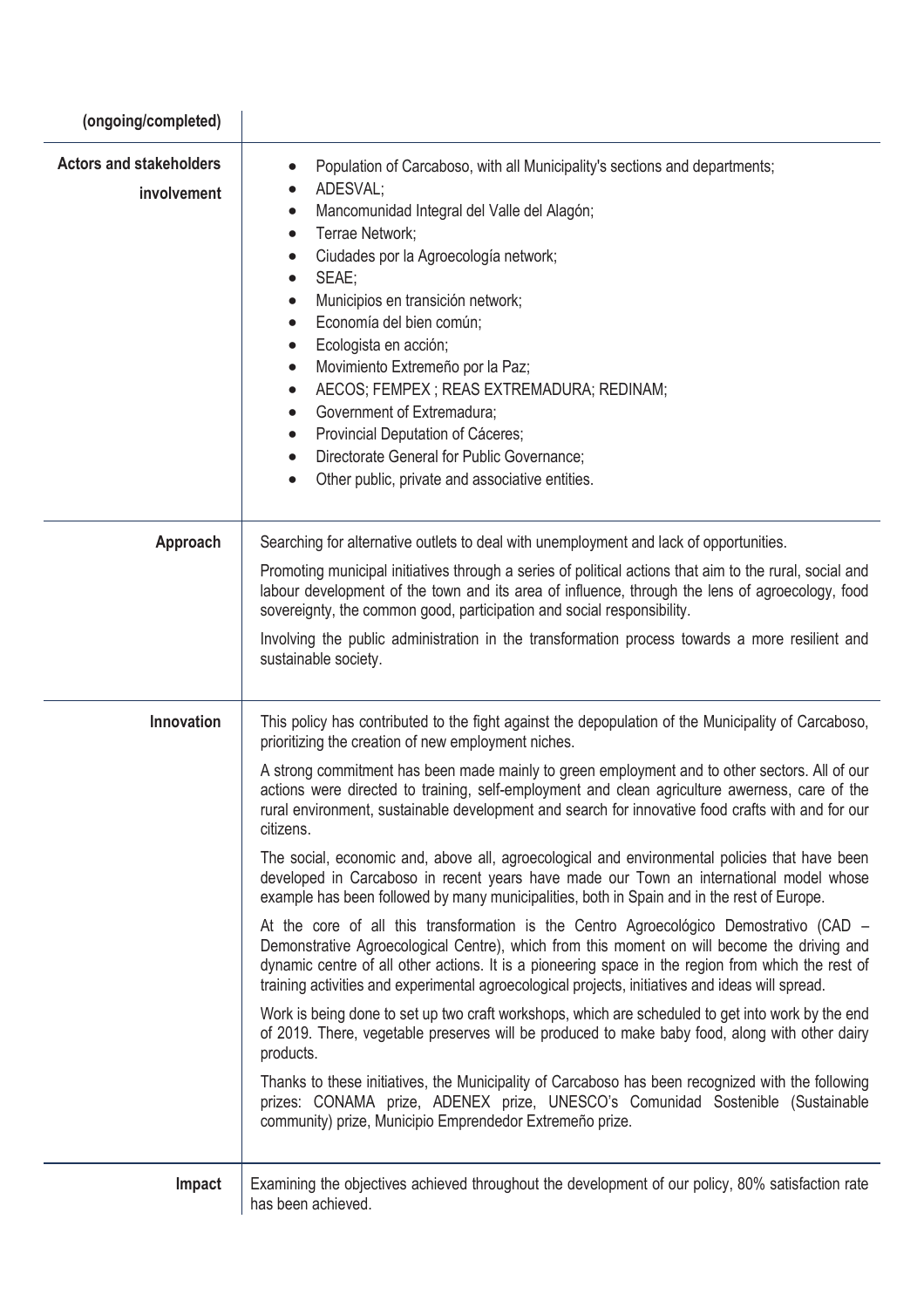| (ongoing/completed) | |
|---|---|
| **Actors and stakeholders involvement** | • Population of Carcaboso, with all Municipality's sections and departments;<br>• ADESVAL;<br>• Mancomunidad Integral del Valle del Alagón;<br>• Terrae Network;<br>• Ciudades por la Agroecología network;<br>• SEAE;<br>• Municipios en transición network;<br>• Economía del bien común;<br>• Ecologista en acción;<br>• Movimiento Extremeño por la Paz;<br>• AECOS; FEMPEX ; REAS EXTREMADURA; REDINAM;<br>• Government of Extremadura;<br>• Provincial Deputation of Cáceres;<br>• Directorate General for Public Governance;<br>• Other public, private and associative entities. |
| **Approach** | Searching for alternative outlets to deal with unemployment and lack of opportunities.<br><br>Promoting municipal initiatives through a series of political actions that aim to the rural, social and labour development of the town and its area of influence, through the lens of agroecology, food sovereignty, the common good, participation and social responsibility.<br><br>Involving the public administration in the transformation process towards a more resilient and sustainable society. |
| **Innovation** | This policy has contributed to the fight against the depopulation of the Municipality of Carcaboso, prioritizing the creation of new employment niches.<br><br>A strong commitment has been made mainly to green employment and to other sectors. All of our actions were directed to training, self-employment and clean agriculture awerness, care of the rural environment, sustainable development and search for innovative food crafts with and for our citizens.<br><br>The social, economic and, above all, agroecological and environmental policies that have been developed in Carcaboso in recent years have made our Town an international model whose example has been followed by many municipalities, both in Spain and in the rest of Europe.<br><br>At the core of all this transformation is the Centro Agroecológico Demostrativo (CAD – Demonstrative Agroecological Centre), which from this moment on will become the driving and dynamic centre of all other actions. It is a pioneering space in the region from which the rest of training activities and experimental agroecological projects, initiatives and ideas will spread.<br><br>Work is being done to set up two craft workshops, which are scheduled to get into work by the end of 2019. There, vegetable preserves will be produced to make baby food, along with other dairy products.<br><br>Thanks to these initiatives, the Municipality of Carcaboso has been recognized with the following prizes: CONAMA prize, ADENEX prize, UNESCO's Comunidad Sostenible (Sustainable community) prize, Municipio Emprendedor Extremeño prize. |
| **Impact** | Examining the objectives achieved throughout the development of our policy, 80% satisfaction rate has been achieved. |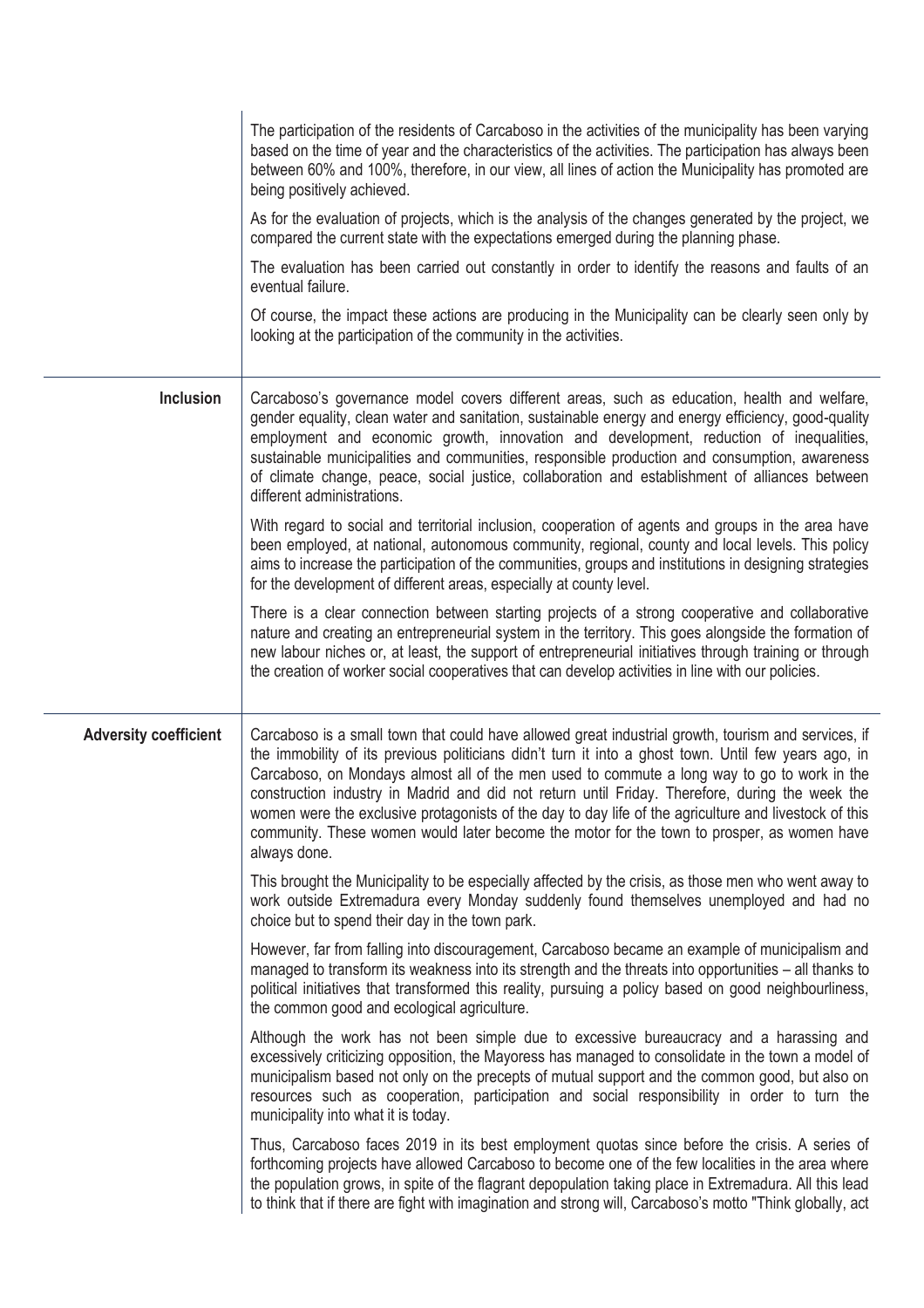| | |
|---|---|
| | The participation of the residents of Carcaboso in the activities of the municipality has been varying based on the time of year and the characteristics of the activities. The participation has always been between 60% and 100%, therefore, in our view, all lines of action the Municipality has promoted are being positively achieved.<br><br>As for the evaluation of projects, which is the analysis of the changes generated by the project, we compared the current state with the expectations emerged during the planning phase.<br><br>The evaluation has been carried out constantly in order to identify the reasons and faults of an eventual failure.<br><br>Of course, the impact these actions are producing in the Municipality can be clearly seen only by looking at the participation of the community in the activities. |
| **Inclusion** | Carcaboso's governance model covers different areas, such as education, health and welfare, gender equality, clean water and sanitation, sustainable energy and energy efficiency, good-quality employment and economic growth, innovation and development, reduction of inequalities, sustainable municipalities and communities, responsible production and consumption, awareness of climate change, peace, social justice, collaboration and establishment of alliances between different administrations.<br><br>With regard to social and territorial inclusion, cooperation of agents and groups in the area have been employed, at national, autonomous community, regional, county and local levels. This policy aims to increase the participation of the communities, groups and institutions in designing strategies for the development of different areas, especially at county level.<br><br>There is a clear connection between starting projects of a strong cooperative and collaborative nature and creating an entrepreneurial system in the territory. This goes alongside the formation of new labour niches or, at least, the support of entrepreneurial initiatives through training or through the creation of worker social cooperatives that can develop activities in line with our policies. |
| **Adversity coefficient** | Carcaboso is a small town that could have allowed great industrial growth, tourism and services, if the immobility of its previous politicians didn't turn it into a ghost town. Until few years ago, in Carcaboso, on Mondays almost all of the men used to commute a long way to go to work in the construction industry in Madrid and did not return until Friday. Therefore, during the week the women were the exclusive protagonists of the day to day life of the agriculture and livestock of this community. These women would later become the motor for the town to prosper, as women have always done.<br><br>This brought the Municipality to be especially affected by the crisis, as those men who went away to work outside Extremadura every Monday suddenly found themselves unemployed and had no choice but to spend their day in the town park.<br><br>However, far from falling into discouragement, Carcaboso became an example of municipalism and managed to transform its weakness into its strength and the threats into opportunities – all thanks to political initiatives that transformed this reality, pursuing a policy based on good neighbourliness, the common good and ecological agriculture.<br><br>Although the work has not been simple due to excessive bureaucracy and a harassing and excessively criticizing opposition, the Mayoress has managed to consolidate in the town a model of municipalism based not only on the precepts of mutual support and the common good, but also on resources such as cooperation, participation and social responsibility in order to turn the municipality into what it is today.<br><br>Thus, Carcaboso faces 2019 in its best employment quotas since before the crisis. A series of forthcoming projects have allowed Carcaboso to become one of the few localities in the area where the population grows, in spite of the flagrant depopulation taking place in Extremadura. All this lead to think that if there are fight with imagination and strong will, Carcaboso's motto "Think globally, act |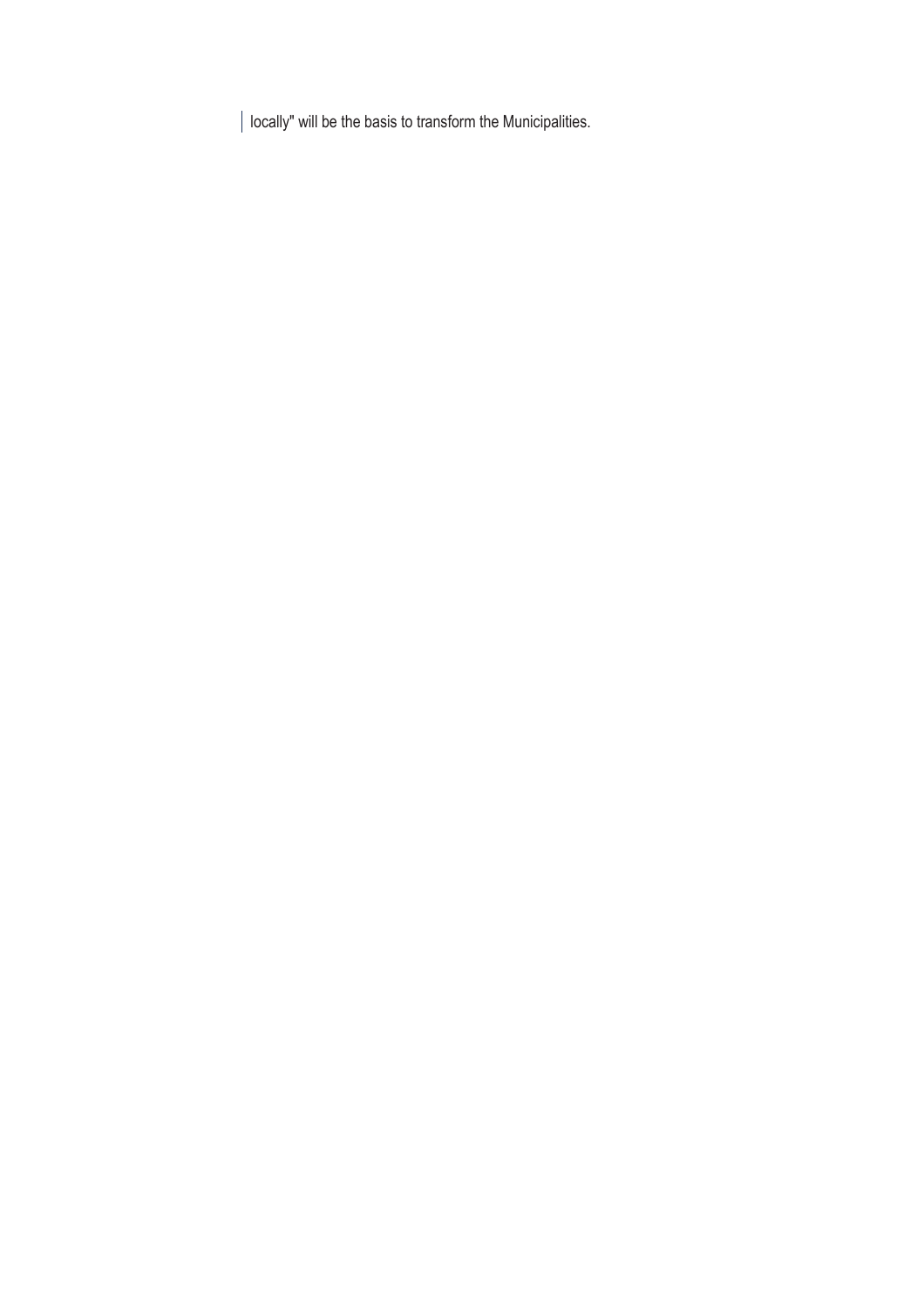locally" will be the basis to transform the Municipalities.